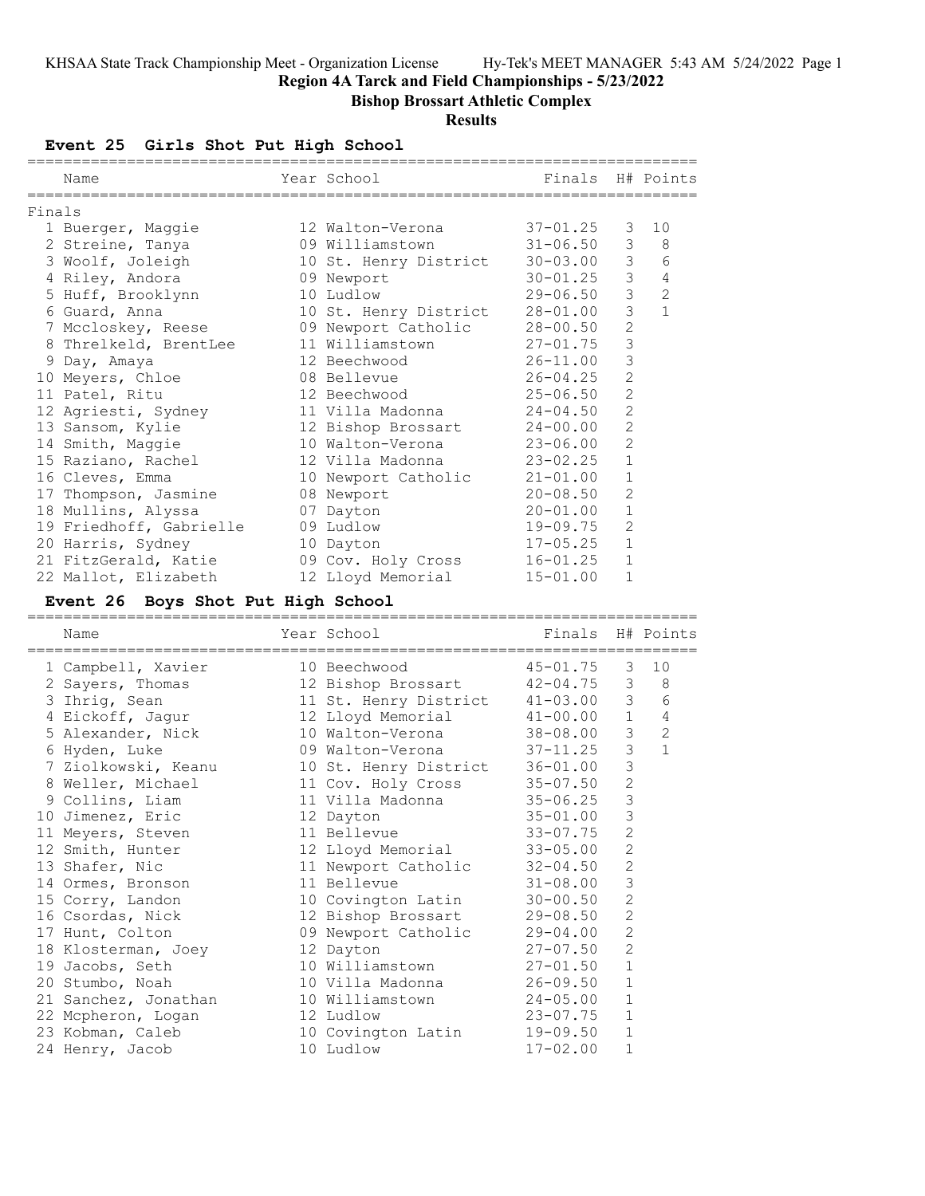KHSAA State Track Championship Meet - Organization License Hy-Tek's MEET MANAGER 5:43 AM 5/24/2022

# Region 4A Tarck and Field Championships - 5/23/2022

## Bishop Brossart Athletic Complex

### Results

## Event 25 Girls Shot Put High School

Finals

| Place | Name | Year | School | Finals | H# | Points |
|---|---|---|---|---|---|---|
| 1 | Buerger, Maggie | 12 | Walton-Verona | 37-01.25 | 3 | 10 |
| 2 | Streine, Tanya | 09 | Williamstown | 31-06.50 | 3 | 8 |
| 3 | Woolf, Joleigh | 10 | St. Henry District | 30-03.00 | 3 | 6 |
| 4 | Riley, Andora | 09 | Newport | 30-01.25 | 3 | 4 |
| 5 | Huff, Brooklynn | 10 | Ludlow | 29-06.50 | 3 | 2 |
| 6 | Guard, Anna | 10 | St. Henry District | 28-01.00 | 3 | 1 |
| 7 | Mccloskey, Reese | 09 | Newport Catholic | 28-00.50 | 2 | |
| 8 | Threlkeld, BrentLee | 11 | Williamstown | 27-01.75 | 3 | |
| 9 | Day, Amaya | 12 | Beechwood | 26-11.00 | 3 | |
| 10 | Meyers, Chloe | 08 | Bellevue | 26-04.25 | 2 | |
| 11 | Patel, Ritu | 12 | Beechwood | 25-06.50 | 2 | |
| 12 | Agriesti, Sydney | 11 | Villa Madonna | 24-04.50 | 2 | |
| 13 | Sansom, Kylie | 12 | Bishop Brossart | 24-00.00 | 2 | |
| 14 | Smith, Maggie | 10 | Walton-Verona | 23-06.00 | 2 | |
| 15 | Raziano, Rachel | 12 | Villa Madonna | 23-02.25 | 1 | |
| 16 | Cleves, Emma | 10 | Newport Catholic | 21-01.00 | 1 | |
| 17 | Thompson, Jasmine | 08 | Newport | 20-08.50 | 2 | |
| 18 | Mullins, Alyssa | 07 | Dayton | 20-01.00 | 1 | |
| 19 | Friedhoff, Gabrielle | 09 | Ludlow | 19-09.75 | 2 | |
| 20 | Harris, Sydney | 10 | Dayton | 17-05.25 | 1 | |
| 21 | FitzGerald, Katie | 09 | Cov. Holy Cross | 16-01.25 | 1 | |
| 22 | Mallot, Elizabeth | 12 | Lloyd Memorial | 15-01.00 | 1 | |

## Event 26 Boys Shot Put High School

| Place | Name | Year | School | Finals | H# | Points |
|---|---|---|---|---|---|---|
| 1 | Campbell, Xavier | 10 | Beechwood | 45-01.75 | 3 | 10 |
| 2 | Sayers, Thomas | 12 | Bishop Brossart | 42-04.75 | 3 | 8 |
| 3 | Ihrig, Sean | 11 | St. Henry District | 41-03.00 | 3 | 6 |
| 4 | Eickoff, Jagur | 12 | Lloyd Memorial | 41-00.00 | 1 | 4 |
| 5 | Alexander, Nick | 10 | Walton-Verona | 38-08.00 | 3 | 2 |
| 6 | Hyden, Luke | 09 | Walton-Verona | 37-11.25 | 3 | 1 |
| 7 | Ziolkowski, Keanu | 10 | St. Henry District | 36-01.00 | 3 | |
| 8 | Weller, Michael | 11 | Cov. Holy Cross | 35-07.50 | 2 | |
| 9 | Collins, Liam | 11 | Villa Madonna | 35-06.25 | 3 | |
| 10 | Jimenez, Eric | 12 | Dayton | 35-01.00 | 3 | |
| 11 | Meyers, Steven | 11 | Bellevue | 33-07.75 | 2 | |
| 12 | Smith, Hunter | 12 | Lloyd Memorial | 33-05.00 | 2 | |
| 13 | Shafer, Nic | 11 | Newport Catholic | 32-04.50 | 2 | |
| 14 | Ormes, Bronson | 11 | Bellevue | 31-08.00 | 3 | |
| 15 | Corry, Landon | 10 | Covington Latin | 30-00.50 | 2 | |
| 16 | Csordas, Nick | 12 | Bishop Brossart | 29-08.50 | 2 | |
| 17 | Hunt, Colton | 09 | Newport Catholic | 29-04.00 | 2 | |
| 18 | Klosterman, Joey | 12 | Dayton | 27-07.50 | 2 | |
| 19 | Jacobs, Seth | 10 | Williamstown | 27-01.50 | 1 | |
| 20 | Stumbo, Noah | 10 | Villa Madonna | 26-09.50 | 1 | |
| 21 | Sanchez, Jonathan | 10 | Williamstown | 24-05.00 | 1 | |
| 22 | Mcpheron, Logan | 12 | Ludlow | 23-07.75 | 1 | |
| 23 | Kobman, Caleb | 10 | Covington Latin | 19-09.50 | 1 | |
| 24 | Henry, Jacob | 10 | Ludlow | 17-02.00 | 1 | |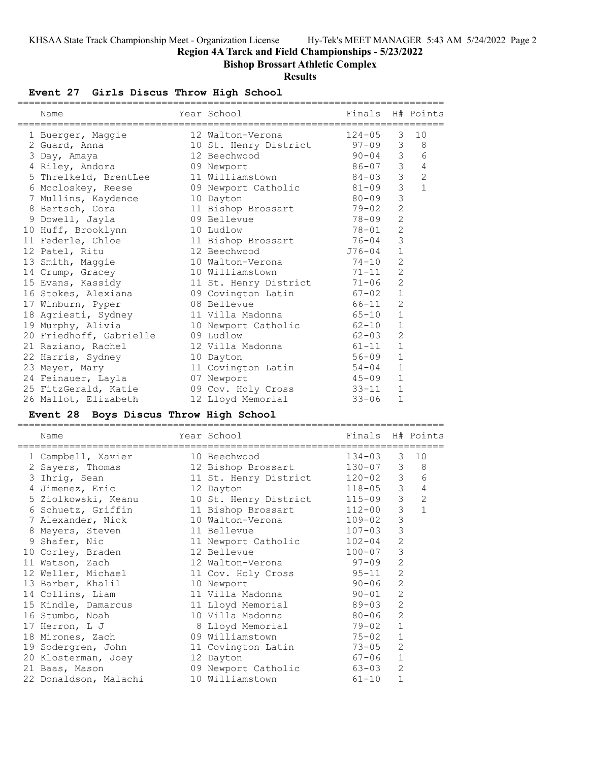## Region 4A Tarck and Field Championships - 5/23/2022

## Bishop Brossart Athletic Complex

## Results

### Event 27 Girls Discus Throw High School

| | Name | Year | School | Finals | H# | Points |
|---|---|---|---|---|---|---|
| 1 | Buerger, Maggie | 12 | Walton-Verona | 124-05 | 3 | 10 |
| 2 | Guard, Anna | 10 | St. Henry District | 97-09 | 3 | 8 |
| 3 | Day, Amaya | 12 | Beechwood | 90-04 | 3 | 6 |
| 4 | Riley, Andora | 09 | Newport | 86-07 | 3 | 4 |
| 5 | Threlkeld, BrentLee | 11 | Williamstown | 84-03 | 3 | 2 |
| 6 | Mccloskey, Reese | 09 | Newport Catholic | 81-09 | 3 | 1 |
| 7 | Mullins, Kaydence | 10 | Dayton | 80-09 | 3 | |
| 8 | Bertsch, Cora | 11 | Bishop Brossart | 79-02 | 2 | |
| 9 | Dowell, Jayla | 09 | Bellevue | 78-09 | 2 | |
| 10 | Huff, Brooklynn | 10 | Ludlow | 78-01 | 2 | |
| 11 | Federle, Chloe | 11 | Bishop Brossart | 76-04 | 3 | |
| 12 | Patel, Ritu | 12 | Beechwood | J76-04 | 1 | |
| 13 | Smith, Maggie | 10 | Walton-Verona | 74-10 | 2 | |
| 14 | Crump, Gracey | 10 | Williamstown | 71-11 | 2 | |
| 15 | Evans, Kassidy | 11 | St. Henry District | 71-06 | 2 | |
| 16 | Stokes, Alexiana | 09 | Covington Latin | 67-02 | 1 | |
| 17 | Winburn, Pyper | 08 | Bellevue | 66-11 | 2 | |
| 18 | Agriesti, Sydney | 11 | Villa Madonna | 65-10 | 1 | |
| 19 | Murphy, Alivia | 10 | Newport Catholic | 62-10 | 1 | |
| 20 | Friedhoff, Gabrielle | 09 | Ludlow | 62-03 | 2 | |
| 21 | Raziano, Rachel | 12 | Villa Madonna | 61-11 | 1 | |
| 22 | Harris, Sydney | 10 | Dayton | 56-09 | 1 | |
| 23 | Meyer, Mary | 11 | Covington Latin | 54-04 | 1 | |
| 24 | Feinauer, Layla | 07 | Newport | 45-09 | 1 | |
| 25 | FitzGerald, Katie | 09 | Cov. Holy Cross | 33-11 | 1 | |
| 26 | Mallot, Elizabeth | 12 | Lloyd Memorial | 33-06 | 1 | |

### Event 28 Boys Discus Throw High School

| | Name | Year | School | Finals | H# | Points |
|---|---|---|---|---|---|---|
| 1 | Campbell, Xavier | 10 | Beechwood | 134-03 | 3 | 10 |
| 2 | Sayers, Thomas | 12 | Bishop Brossart | 130-07 | 3 | 8 |
| 3 | Ihrig, Sean | 11 | St. Henry District | 120-02 | 3 | 6 |
| 4 | Jimenez, Eric | 12 | Dayton | 118-05 | 3 | 4 |
| 5 | Ziolkowski, Keanu | 10 | St. Henry District | 115-09 | 3 | 2 |
| 6 | Schuetz, Griffin | 11 | Bishop Brossart | 112-00 | 3 | 1 |
| 7 | Alexander, Nick | 10 | Walton-Verona | 109-02 | 3 | |
| 8 | Meyers, Steven | 11 | Bellevue | 107-03 | 3 | |
| 9 | Shafer, Nic | 11 | Newport Catholic | 102-04 | 2 | |
| 10 | Corley, Braden | 12 | Bellevue | 100-07 | 3 | |
| 11 | Watson, Zach | 12 | Walton-Verona | 97-09 | 2 | |
| 12 | Weller, Michael | 11 | Cov. Holy Cross | 95-11 | 2 | |
| 13 | Barber, Khalil | 10 | Newport | 90-06 | 2 | |
| 14 | Collins, Liam | 11 | Villa Madonna | 90-01 | 2 | |
| 15 | Kindle, Damarcus | 11 | Lloyd Memorial | 89-03 | 2 | |
| 16 | Stumbo, Noah | 10 | Villa Madonna | 80-06 | 2 | |
| 17 | Herron, L J | 8 | Lloyd Memorial | 79-02 | 1 | |
| 18 | Mirones, Zach | 09 | Williamstown | 75-02 | 1 | |
| 19 | Sodergren, John | 11 | Covington Latin | 73-05 | 2 | |
| 20 | Klosterman, Joey | 12 | Dayton | 67-06 | 1 | |
| 21 | Baas, Mason | 09 | Newport Catholic | 63-03 | 2 | |
| 22 | Donaldson, Malachi | 10 | Williamstown | 61-10 | 1 | |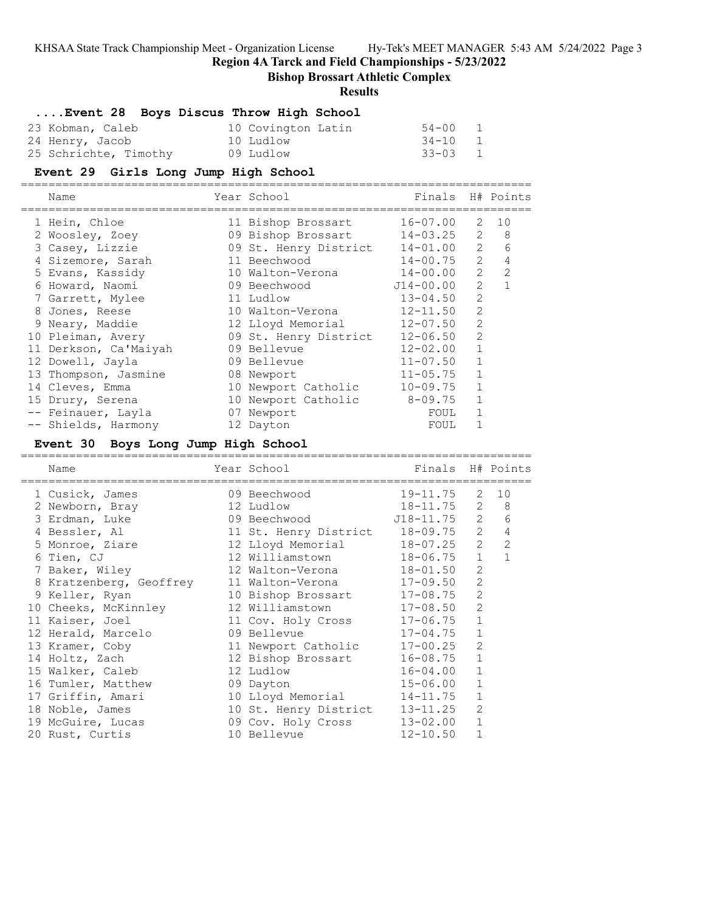## Region 4A Tarck and Field Championships - 5/23/2022

### Bishop Brossart Athletic Complex

### Results

#### ....Event 28 Boys Discus Throw High School

| Place | Name | Year | School | Finals | H# |
|---|---|---|---|---|---|
| 23 | Kobman, Caleb | 10 | Covington Latin | 54-00 | 1 |
| 24 | Henry, Jacob | 10 | Ludlow | 34-10 | 1 |
| 25 | Schrichte, Timothy | 09 | Ludlow | 33-03 | 1 |

#### Event 29 Girls Long Jump High School

| Place | Name | Year | School | Finals | H# | Points |
|---|---|---|---|---|---|---|
| 1 | Hein, Chloe | 11 | Bishop Brossart | 16-07.00 | 2 | 10 |
| 2 | Woosley, Zoey | 09 | Bishop Brossart | 14-03.25 | 2 | 8 |
| 3 | Casey, Lizzie | 09 | St. Henry District | 14-01.00 | 2 | 6 |
| 4 | Sizemore, Sarah | 11 | Beechwood | 14-00.75 | 2 | 4 |
| 5 | Evans, Kassidy | 10 | Walton-Verona | 14-00.00 | 2 | 2 |
| 6 | Howard, Naomi | 09 | Beechwood | J14-00.00 | 2 | 1 |
| 7 | Garrett, Mylee | 11 | Ludlow | 13-04.50 | 2 | |
| 8 | Jones, Reese | 10 | Walton-Verona | 12-11.50 | 2 | |
| 9 | Neary, Maddie | 12 | Lloyd Memorial | 12-07.50 | 2 | |
| 10 | Pleiman, Avery | 09 | St. Henry District | 12-06.50 | 2 | |
| 11 | Derkson, Ca'Maiyah | 09 | Bellevue | 12-02.00 | 1 | |
| 12 | Dowell, Jayla | 09 | Bellevue | 11-07.50 | 1 | |
| 13 | Thompson, Jasmine | 08 | Newport | 11-05.75 | 1 | |
| 14 | Cleves, Emma | 10 | Newport Catholic | 10-09.75 | 1 | |
| 15 | Drury, Serena | 10 | Newport Catholic | 8-09.75 | 1 | |
| -- | Feinauer, Layla | 07 | Newport | FOUL | 1 | |
| -- | Shields, Harmony | 12 | Dayton | FOUL | 1 | |

#### Event 30 Boys Long Jump High School

| Place | Name | Year | School | Finals | H# | Points |
|---|---|---|---|---|---|---|
| 1 | Cusick, James | 09 | Beechwood | 19-11.75 | 2 | 10 |
| 2 | Newborn, Bray | 12 | Ludlow | 18-11.75 | 2 | 8 |
| 3 | Erdman, Luke | 09 | Beechwood | J18-11.75 | 2 | 6 |
| 4 | Bessler, Al | 11 | St. Henry District | 18-09.75 | 2 | 4 |
| 5 | Monroe, Ziare | 12 | Lloyd Memorial | 18-07.25 | 2 | 2 |
| 6 | Tien, CJ | 12 | Williamstown | 18-06.75 | 1 | 1 |
| 7 | Baker, Wiley | 12 | Walton-Verona | 18-01.50 | 2 | |
| 8 | Kratzenberg, Geoffrey | 11 | Walton-Verona | 17-09.50 | 2 | |
| 9 | Keller, Ryan | 10 | Bishop Brossart | 17-08.75 | 2 | |
| 10 | Cheeks, McKinnley | 12 | Williamstown | 17-08.50 | 2 | |
| 11 | Kaiser, Joel | 11 | Cov. Holy Cross | 17-06.75 | 1 | |
| 12 | Herald, Marcelo | 09 | Bellevue | 17-04.75 | 1 | |
| 13 | Kramer, Coby | 11 | Newport Catholic | 17-00.25 | 2 | |
| 14 | Holtz, Zach | 12 | Bishop Brossart | 16-08.75 | 1 | |
| 15 | Walker, Caleb | 12 | Ludlow | 16-04.00 | 1 | |
| 16 | Tumler, Matthew | 09 | Dayton | 15-06.00 | 1 | |
| 17 | Griffin, Amari | 10 | Lloyd Memorial | 14-11.75 | 1 | |
| 18 | Noble, James | 10 | St. Henry District | 13-11.25 | 2 | |
| 19 | McGuire, Lucas | 09 | Cov. Holy Cross | 13-02.00 | 1 | |
| 20 | Rust, Curtis | 10 | Bellevue | 12-10.50 | 1 | |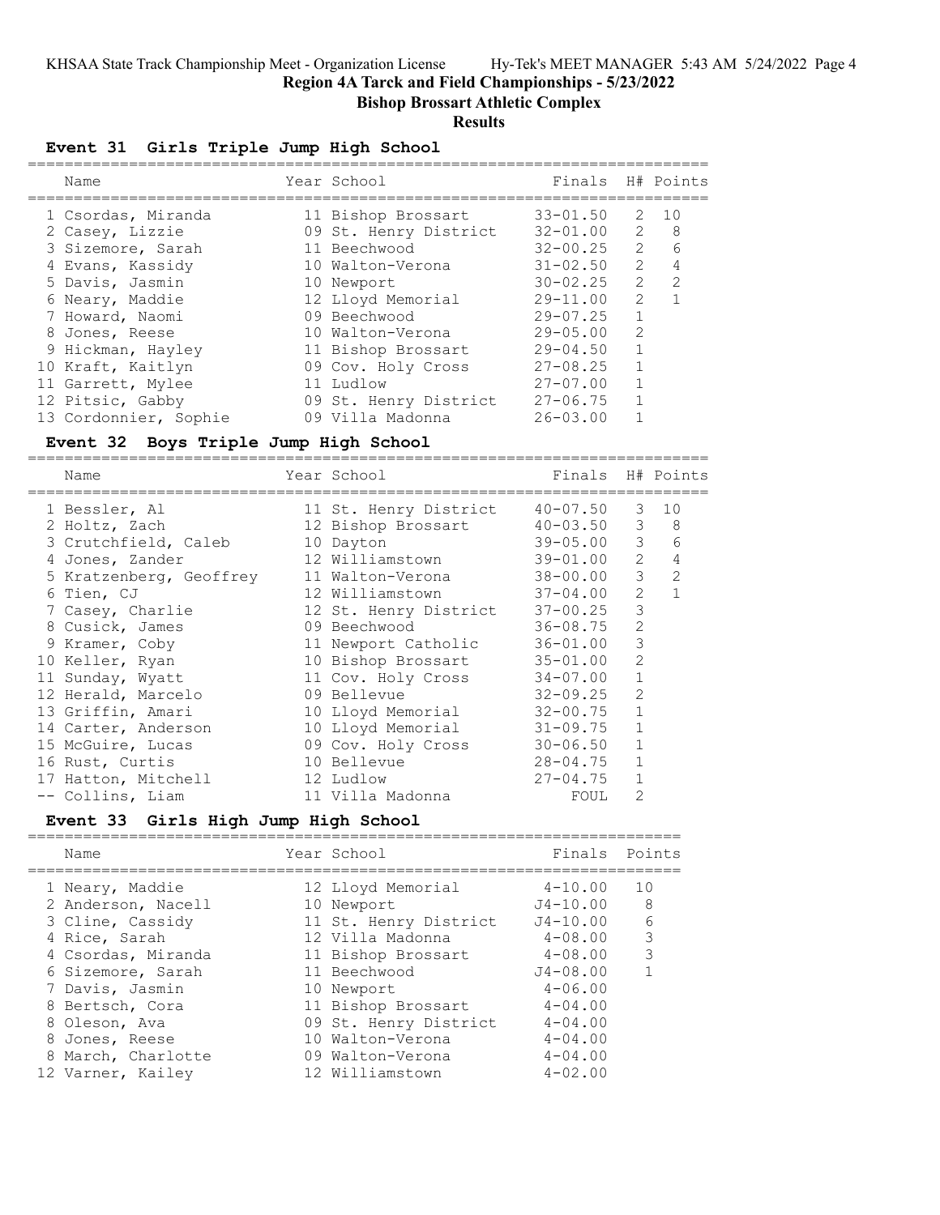## Region 4A Tarck and Field Championships - 5/23/2022

## Bishop Brossart Athletic Complex

## Results

### Event 31 Girls Triple Jump High School

| | Name | Year | School | Finals | H# | Points |
|---|---|---|---|---|---|---|
| 1 | Csordas, Miranda | 11 | Bishop Brossart | 33-01.50 | 2 | 10 |
| 2 | Casey, Lizzie | 09 | St. Henry District | 32-01.00 | 2 | 8 |
| 3 | Sizemore, Sarah | 11 | Beechwood | 32-00.25 | 2 | 6 |
| 4 | Evans, Kassidy | 10 | Walton-Verona | 31-02.50 | 2 | 4 |
| 5 | Davis, Jasmin | 10 | Newport | 30-02.25 | 2 | 2 |
| 6 | Neary, Maddie | 12 | Lloyd Memorial | 29-11.00 | 2 | 1 |
| 7 | Howard, Naomi | 09 | Beechwood | 29-07.25 | 1 | |
| 8 | Jones, Reese | 10 | Walton-Verona | 29-05.00 | 2 | |
| 9 | Hickman, Hayley | 11 | Bishop Brossart | 29-04.50 | 1 | |
| 10 | Kraft, Kaitlyn | 09 | Cov. Holy Cross | 27-08.25 | 1 | |
| 11 | Garrett, Mylee | 11 | Ludlow | 27-07.00 | 1 | |
| 12 | Pitsic, Gabby | 09 | St. Henry District | 27-06.75 | 1 | |
| 13 | Cordonnier, Sophie | 09 | Villa Madonna | 26-03.00 | 1 | |

### Event 32 Boys Triple Jump High School

| | Name | Year | School | Finals | H# | Points |
|---|---|---|---|---|---|---|
| 1 | Bessler, Al | 11 | St. Henry District | 40-07.50 | 3 | 10 |
| 2 | Holtz, Zach | 12 | Bishop Brossart | 40-03.50 | 3 | 8 |
| 3 | Crutchfield, Caleb | 10 | Dayton | 39-05.00 | 3 | 6 |
| 4 | Jones, Zander | 12 | Williamstown | 39-01.00 | 2 | 4 |
| 5 | Kratzenberg, Geoffrey | 11 | Walton-Verona | 38-00.00 | 3 | 2 |
| 6 | Tien, CJ | 12 | Williamstown | 37-04.00 | 2 | 1 |
| 7 | Casey, Charlie | 12 | St. Henry District | 37-00.25 | 3 | |
| 8 | Cusick, James | 09 | Beechwood | 36-08.75 | 2 | |
| 9 | Kramer, Coby | 11 | Newport Catholic | 36-01.00 | 3 | |
| 10 | Keller, Ryan | 10 | Bishop Brossart | 35-01.00 | 2 | |
| 11 | Sunday, Wyatt | 11 | Cov. Holy Cross | 34-07.00 | 1 | |
| 12 | Herald, Marcelo | 09 | Bellevue | 32-09.25 | 2 | |
| 13 | Griffin, Amari | 10 | Lloyd Memorial | 32-00.75 | 1 | |
| 14 | Carter, Anderson | 10 | Lloyd Memorial | 31-09.75 | 1 | |
| 15 | McGuire, Lucas | 09 | Cov. Holy Cross | 30-06.50 | 1 | |
| 16 | Rust, Curtis | 10 | Bellevue | 28-04.75 | 1 | |
| 17 | Hatton, Mitchell | 12 | Ludlow | 27-04.75 | 1 | |
| -- | Collins, Liam | 11 | Villa Madonna | FOUL | 2 | |

### Event 33 Girls High Jump High School

| | Name | Year | School | Finals | Points |
|---|---|---|---|---|---|
| 1 | Neary, Maddie | 12 | Lloyd Memorial | 4-10.00 | 10 |
| 2 | Anderson, Nacell | 10 | Newport | J4-10.00 | 8 |
| 3 | Cline, Cassidy | 11 | St. Henry District | J4-10.00 | 6 |
| 4 | Rice, Sarah | 12 | Villa Madonna | 4-08.00 | 3 |
| 4 | Csordas, Miranda | 11 | Bishop Brossart | 4-08.00 | 3 |
| 6 | Sizemore, Sarah | 11 | Beechwood | J4-08.00 | 1 |
| 7 | Davis, Jasmin | 10 | Newport | 4-06.00 | |
| 8 | Bertsch, Cora | 11 | Bishop Brossart | 4-04.00 | |
| 8 | Oleson, Ava | 09 | St. Henry District | 4-04.00 | |
| 8 | Jones, Reese | 10 | Walton-Verona | 4-04.00 | |
| 8 | March, Charlotte | 09 | Walton-Verona | 4-04.00 | |
| 12 | Varner, Kailey | 12 | Williamstown | 4-02.00 | |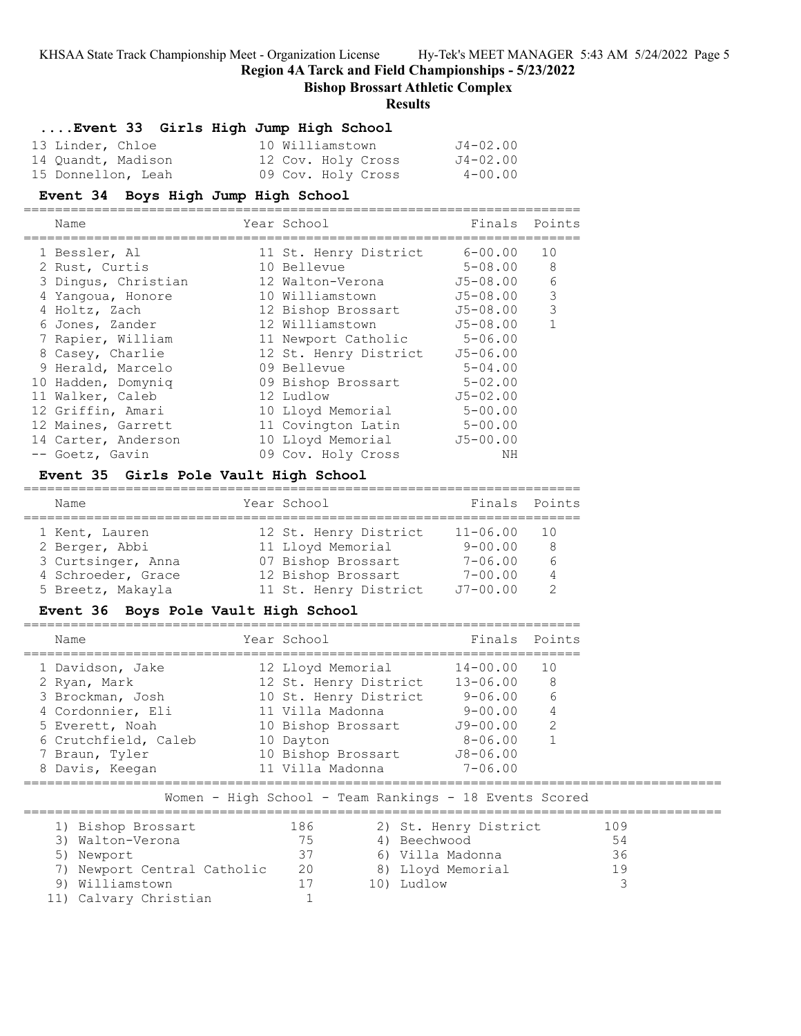## Region 4A Tarck and Field Championships - 5/23/2022

### Bishop Brossart Athletic Complex

### Results

#### ....Event 33 Girls High Jump High School

| Name | Year | School | Finals |
|---|---|---|---|
| 13 Linder, Chloe | 10 | Williamstown | J4-02.00 |
| 14 Quandt, Madison | 12 | Cov. Holy Cross | J4-02.00 |
| 15 Donnellon, Leah | 09 | Cov. Holy Cross | 4-00.00 |

#### Event 34 Boys High Jump High School

| Name | Year | School | Finals | Points |
|---|---|---|---|---|
| 1 Bessler, Al | 11 | St. Henry District | 6-00.00 | 10 |
| 2 Rust, Curtis | 10 | Bellevue | 5-08.00 | 8 |
| 3 Dingus, Christian | 12 | Walton-Verona | J5-08.00 | 6 |
| 4 Yangoua, Honore | 10 | Williamstown | J5-08.00 | 3 |
| 4 Holtz, Zach | 12 | Bishop Brossart | J5-08.00 | 3 |
| 6 Jones, Zander | 12 | Williamstown | J5-08.00 | 1 |
| 7 Rapier, William | 11 | Newport Catholic | 5-06.00 | |
| 8 Casey, Charlie | 12 | St. Henry District | J5-06.00 | |
| 9 Herald, Marcelo | 09 | Bellevue | 5-04.00 | |
| 10 Hadden, Domyniq | 09 | Bishop Brossart | 5-02.00 | |
| 11 Walker, Caleb | 12 | Ludlow | J5-02.00 | |
| 12 Griffin, Amari | 10 | Lloyd Memorial | 5-00.00 | |
| 12 Maines, Garrett | 11 | Covington Latin | 5-00.00 | |
| 14 Carter, Anderson | 10 | Lloyd Memorial | J5-00.00 | |
| -- Goetz, Gavin | 09 | Cov. Holy Cross | NH | |

#### Event 35 Girls Pole Vault High School

| Name | Year | School | Finals | Points |
|---|---|---|---|---|
| 1 Kent, Lauren | 12 | St. Henry District | 11-06.00 | 10 |
| 2 Berger, Abbi | 11 | Lloyd Memorial | 9-00.00 | 8 |
| 3 Curtsinger, Anna | 07 | Bishop Brossart | 7-06.00 | 6 |
| 4 Schroeder, Grace | 12 | Bishop Brossart | 7-00.00 | 4 |
| 5 Breetz, Makayla | 11 | St. Henry District | J7-00.00 | 2 |

#### Event 36 Boys Pole Vault High School

| Name | Year | School | Finals | Points |
|---|---|---|---|---|
| 1 Davidson, Jake | 12 | Lloyd Memorial | 14-00.00 | 10 |
| 2 Ryan, Mark | 12 | St. Henry District | 13-06.00 | 8 |
| 3 Brockman, Josh | 10 | St. Henry District | 9-06.00 | 6 |
| 4 Cordonnier, Eli | 11 | Villa Madonna | 9-00.00 | 4 |
| 5 Everett, Noah | 10 | Bishop Brossart | J9-00.00 | 2 |
| 6 Crutchfield, Caleb | 10 | Dayton | 8-06.00 | 1 |
| 7 Braun, Tyler | 10 | Bishop Brossart | J8-06.00 | |
| 8 Davis, Keegan | 11 | Villa Madonna | 7-06.00 | |

#### Women - High School - Team Rankings - 18 Events Scored

| Rank | Team | Points | Rank | Team | Points |
|---|---|---|---|---|---|
| 1) | Bishop Brossart | 186 | 2) | St. Henry District | 109 |
| 3) | Walton-Verona | 75 | 4) | Beechwood | 54 |
| 5) | Newport | 37 | 6) | Villa Madonna | 36 |
| 7) | Newport Central Catholic | 20 | 8) | Lloyd Memorial | 19 |
| 9) | Williamstown | 17 | 10) | Ludlow | 3 |
| 11) | Calvary Christian | 1 | | | |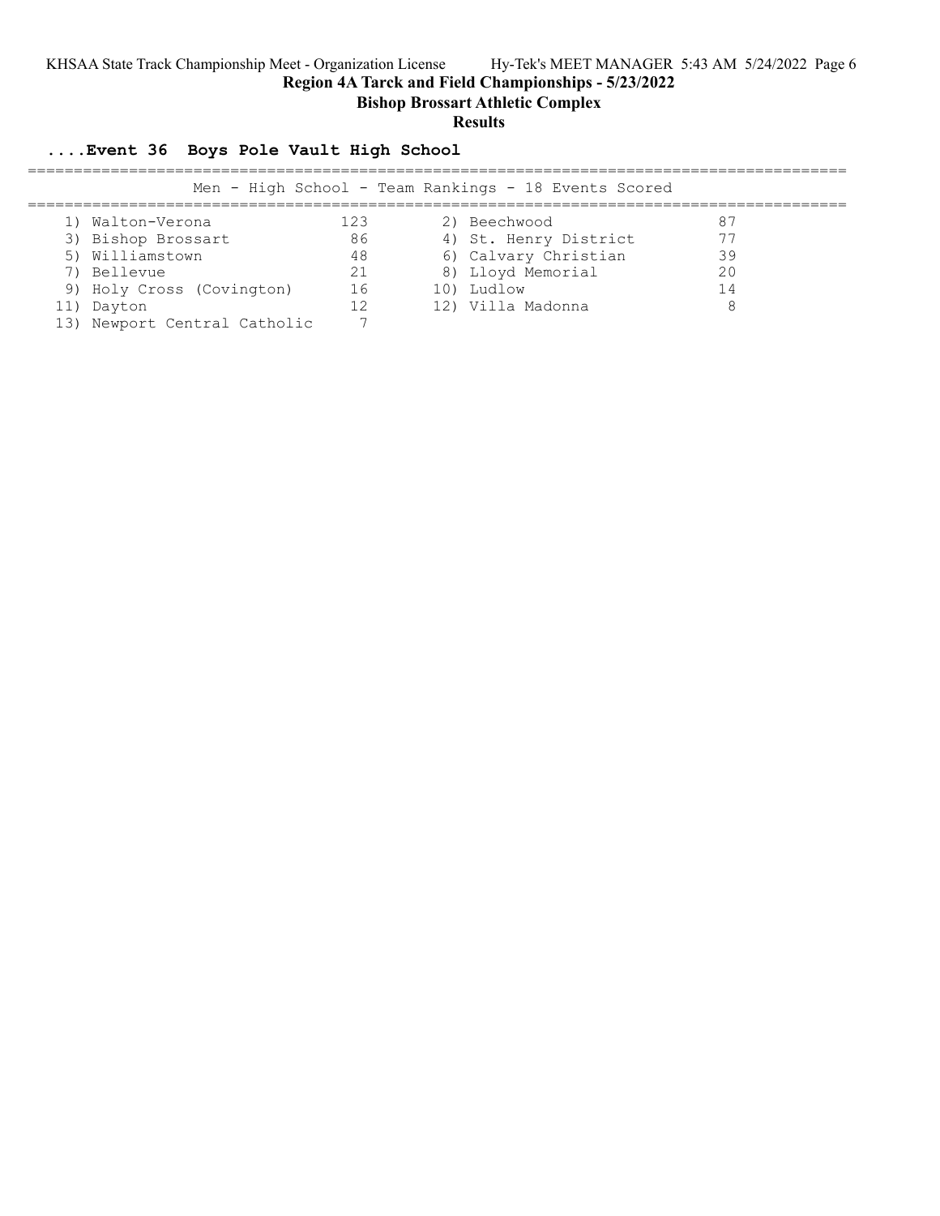## ....Event 36 Boys Pole Vault High School

**Men - High School - Team Rankings - 18 Events Scored**

| | | | |
|---|---|---|---|
| 1) Walton-Verona | 123 | 2) Beechwood | 87 |
| 3) Bishop Brossart | 86 | 4) St. Henry District | 77 |
| 5) Williamstown | 48 | 6) Calvary Christian | 39 |
| 7) Bellevue | 21 | 8) Lloyd Memorial | 20 |
| 9) Holy Cross (Covington) | 16 | 10) Ludlow | 14 |
| 11) Dayton | 12 | 12) Villa Madonna | 8 |
| 13) Newport Central Catholic | 7 | | |